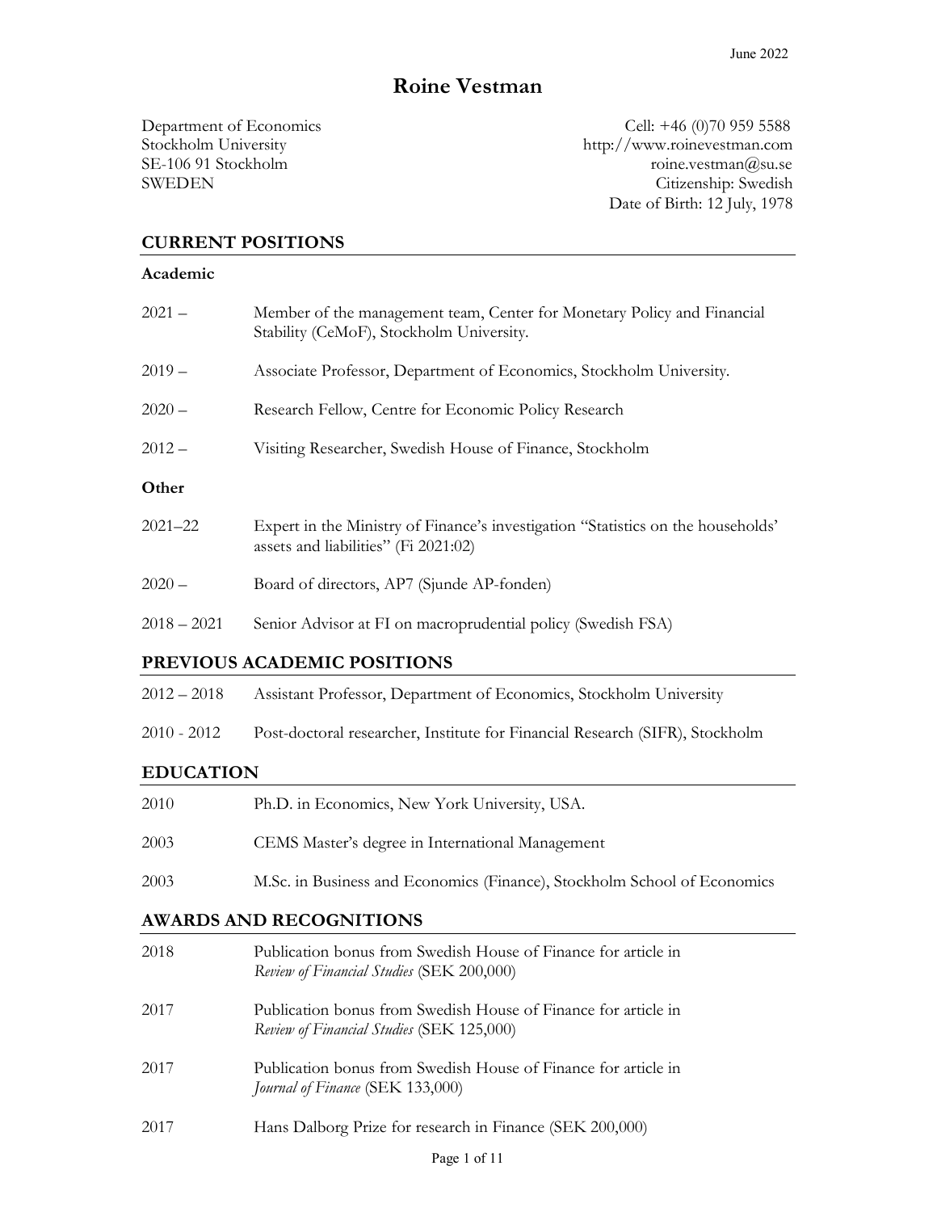June 2022

# Roine Vestman

Department of Economics
Stockholm University
SE-106 91 Stockholm
SWEDEN

Cell: +46 (0)70 959 5588
http://www.roinevestman.com
roine.vestman@su.se
Citizenship: Swedish
Date of Birth: 12 July, 1978

## CURRENT POSITIONS

### Academic

| | |
|---|---|
| 2021 – | Member of the management team, Center for Monetary Policy and Financial Stability (CeMoF), Stockholm University. |
| 2019 – | Associate Professor, Department of Economics, Stockholm University. |
| 2020 – | Research Fellow, Centre for Economic Policy Research |
| 2012 – | Visiting Researcher, Swedish House of Finance, Stockholm |

### Other

| | |
|---|---|
| 2021–22 | Expert in the Ministry of Finance's investigation "Statistics on the households' assets and liabilities" (Fi 2021:02) |
| 2020 – | Board of directors, AP7 (Sjunde AP-fonden) |
| 2018 – 2021 | Senior Advisor at FI on macroprudential policy (Swedish FSA) |

## PREVIOUS ACADEMIC POSITIONS

| | |
|---|---|
| 2012 – 2018 | Assistant Professor, Department of Economics, Stockholm University |
| 2010 - 2012 | Post-doctoral researcher, Institute for Financial Research (SIFR), Stockholm |

## EDUCATION

| | |
|---|---|
| 2010 | Ph.D. in Economics, New York University, USA. |
| 2003 | CEMS Master's degree in International Management |
| 2003 | M.Sc. in Business and Economics (Finance), Stockholm School of Economics |

## AWARDS AND RECOGNITIONS

| | |
|---|---|
| 2018 | Publication bonus from Swedish House of Finance for article in *Review of Financial Studies* (SEK 200,000) |
| 2017 | Publication bonus from Swedish House of Finance for article in *Review of Financial Studies* (SEK 125,000) |
| 2017 | Publication bonus from Swedish House of Finance for article in *Journal of Finance* (SEK 133,000) |
| 2017 | Hans Dalborg Prize for research in Finance (SEK 200,000) |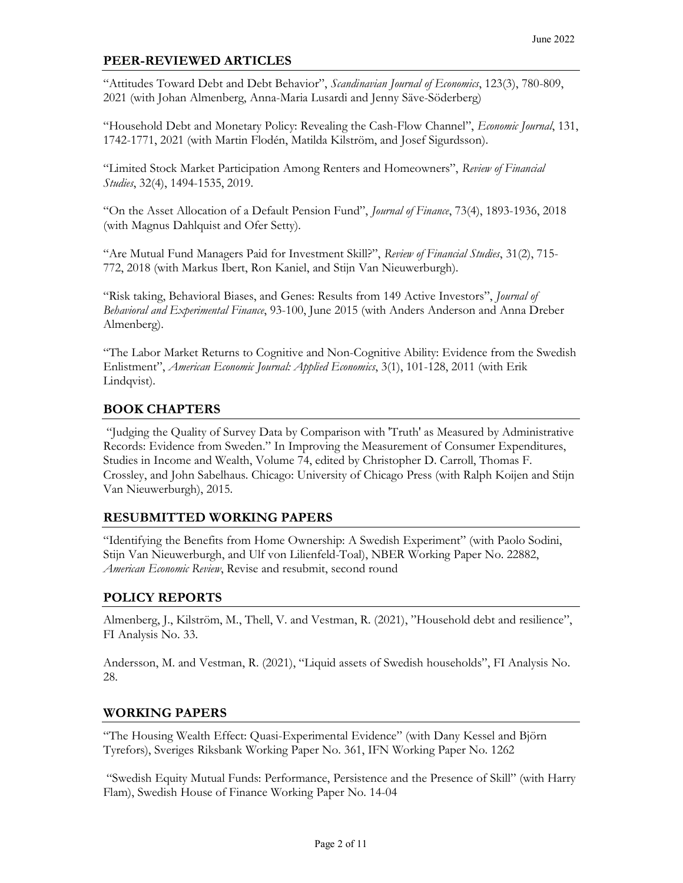June 2022

## PEER-REVIEWED ARTICLES

"Attitudes Toward Debt and Debt Behavior", *Scandinavian Journal of Economics*, 123(3), 780-809, 2021 (with Johan Almenberg, Anna-Maria Lusardi and Jenny Säve-Söderberg)

"Household Debt and Monetary Policy: Revealing the Cash-Flow Channel", *Economic Journal*, 131, 1742-1771, 2021 (with Martin Flodén, Matilda Kilström, and Josef Sigurdsson).

"Limited Stock Market Participation Among Renters and Homeowners", *Review of Financial Studies*, 32(4), 1494-1535, 2019.

"On the Asset Allocation of a Default Pension Fund", *Journal of Finance*, 73(4), 1893-1936, 2018 (with Magnus Dahlquist and Ofer Setty).

"Are Mutual Fund Managers Paid for Investment Skill?", *Review of Financial Studies*, 31(2), 715-772, 2018 (with Markus Ibert, Ron Kaniel, and Stijn Van Nieuwerburgh).

"Risk taking, Behavioral Biases, and Genes: Results from 149 Active Investors", *Journal of Behavioral and Experimental Finance*, 93-100, June 2015 (with Anders Anderson and Anna Dreber Almenberg).

"The Labor Market Returns to Cognitive and Non-Cognitive Ability: Evidence from the Swedish Enlistment", *American Economic Journal: Applied Economics*, 3(1), 101-128, 2011 (with Erik Lindqvist).

## BOOK CHAPTERS

"Judging the Quality of Survey Data by Comparison with 'Truth' as Measured by Administrative Records: Evidence from Sweden." In Improving the Measurement of Consumer Expenditures, Studies in Income and Wealth, Volume 74, edited by Christopher D. Carroll, Thomas F. Crossley, and John Sabelhaus. Chicago: University of Chicago Press (with Ralph Koijen and Stijn Van Nieuwerburgh), 2015.

## RESUBMITTED WORKING PAPERS

"Identifying the Benefits from Home Ownership: A Swedish Experiment" (with Paolo Sodini, Stijn Van Nieuwerburgh, and Ulf von Lilienfeld-Toal), NBER Working Paper No. 22882, *American Economic Review*, Revise and resubmit, second round

## POLICY REPORTS

Almenberg, J., Kilström, M., Thell, V. and Vestman, R. (2021), "Household debt and resilience", FI Analysis No. 33.

Andersson, M. and Vestman, R. (2021), "Liquid assets of Swedish households", FI Analysis No. 28.

## WORKING PAPERS

"The Housing Wealth Effect: Quasi-Experimental Evidence" (with Dany Kessel and Björn Tyrefors), Sveriges Riksbank Working Paper No. 361, IFN Working Paper No. 1262

"Swedish Equity Mutual Funds: Performance, Persistence and the Presence of Skill" (with Harry Flam), Swedish House of Finance Working Paper No. 14-04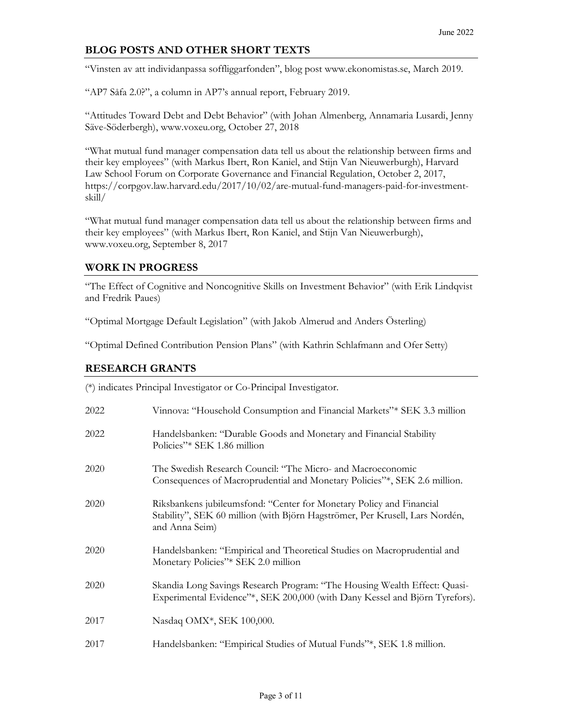## BLOG POSTS AND OTHER SHORT TEXTS

"Vinsten av att individanpassa soffliggarfonden", blog post www.ekonomistas.se, March 2019.

"AP7 Såfa 2.0?", a column in AP7's annual report, February 2019.

"Attitudes Toward Debt and Debt Behavior" (with Johan Almenberg, Annamaria Lusardi, Jenny Säve-Söderbergh), www.voxeu.org, October 27, 2018

"What mutual fund manager compensation data tell us about the relationship between firms and their key employees" (with Markus Ibert, Ron Kaniel, and Stijn Van Nieuwerburgh), Harvard Law School Forum on Corporate Governance and Financial Regulation, October 2, 2017, https://corpgov.law.harvard.edu/2017/10/02/are-mutual-fund-managers-paid-for-investment-skill/

"What mutual fund manager compensation data tell us about the relationship between firms and their key employees" (with Markus Ibert, Ron Kaniel, and Stijn Van Nieuwerburgh), www.voxeu.org, September 8, 2017

## WORK IN PROGRESS

"The Effect of Cognitive and Noncognitive Skills on Investment Behavior" (with Erik Lindqvist and Fredrik Paues)

"Optimal Mortgage Default Legislation" (with Jakob Almerud and Anders Österling)

"Optimal Defined Contribution Pension Plans" (with Kathrin Schlafmann and Ofer Setty)

## RESEARCH GRANTS

(*) indicates Principal Investigator or Co-Principal Investigator.

| | |
|---|---|
| 2022 | Vinnova: "Household Consumption and Financial Markets"* SEK 3.3 million |
| 2022 | Handelsbanken: "Durable Goods and Monetary and Financial Stability Policies"* SEK 1.86 million |
| 2020 | The Swedish Research Council: "The Micro- and Macroeconomic Consequences of Macroprudential and Monetary Policies"*, SEK 2.6 million. |
| 2020 | Riksbankens jubileumsfond: "Center for Monetary Policy and Financial Stability", SEK 60 million (with Björn Hagströmer, Per Krusell, Lars Nordén, and Anna Seim) |
| 2020 | Handelsbanken: "Empirical and Theoretical Studies on Macroprudential and Monetary Policies"* SEK 2.0 million |
| 2020 | Skandia Long Savings Research Program: "The Housing Wealth Effect: Quasi-Experimental Evidence"*, SEK 200,000 (with Dany Kessel and Björn Tyrefors). |
| 2017 | Nasdaq OMX*, SEK 100,000. |
| 2017 | Handelsbanken: "Empirical Studies of Mutual Funds"*, SEK 1.8 million. |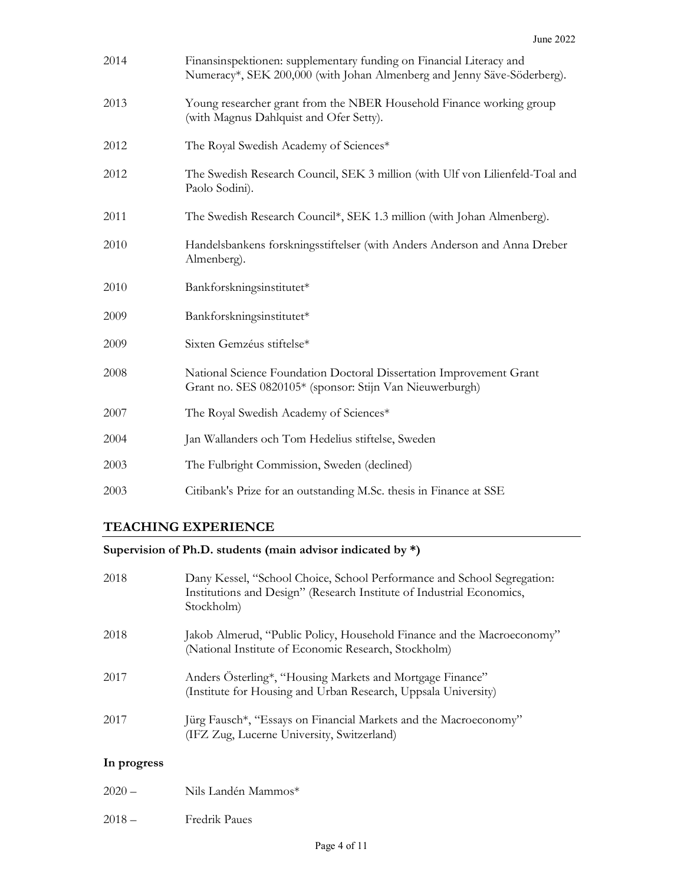| | |
|---|---|
| 2014 | Finansinspektionen: supplementary funding on Financial Literacy and Numeracy*, SEK 200,000 (with Johan Almenberg and Jenny Säve-Söderberg). |
| 2013 | Young researcher grant from the NBER Household Finance working group (with Magnus Dahlquist and Ofer Setty). |
| 2012 | The Royal Swedish Academy of Sciences* |
| 2012 | The Swedish Research Council, SEK 3 million (with Ulf von Lilienfeld-Toal and Paolo Sodini). |
| 2011 | The Swedish Research Council*, SEK 1.3 million (with Johan Almenberg). |
| 2010 | Handelsbankens forskningsstiftelser (with Anders Anderson and Anna Dreber Almenberg). |
| 2010 | Bankforskningsinstitutet* |
| 2009 | Bankforskningsinstitutet* |
| 2009 | Sixten Gemzéus stiftelse* |
| 2008 | National Science Foundation Doctoral Dissertation Improvement Grant Grant no. SES 0820105* (sponsor: Stijn Van Nieuwerburgh) |
| 2007 | The Royal Swedish Academy of Sciences* |
| 2004 | Jan Wallanders och Tom Hedelius stiftelse, Sweden |
| 2003 | The Fulbright Commission, Sweden (declined) |
| 2003 | Citibank's Prize for an outstanding M.Sc. thesis in Finance at SSE |

## TEACHING EXPERIENCE

### Supervision of Ph.D. students (main advisor indicated by *)

| | |
|---|---|
| 2018 | Dany Kessel, "School Choice, School Performance and School Segregation: Institutions and Design" (Research Institute of Industrial Economics, Stockholm) |
| 2018 | Jakob Almerud, "Public Policy, Household Finance and the Macroeconomy" (National Institute of Economic Research, Stockholm) |
| 2017 | Anders Österling*, "Housing Markets and Mortgage Finance" (Institute for Housing and Urban Research, Uppsala University) |
| 2017 | Jürg Fausch*, "Essays on Financial Markets and the Macroeconomy" (IFZ Zug, Lucerne University, Switzerland) |

### In progress

| | |
|---|---|
| 2020 – | Nils Landén Mammos* |
| 2018 – | Fredrik Paues |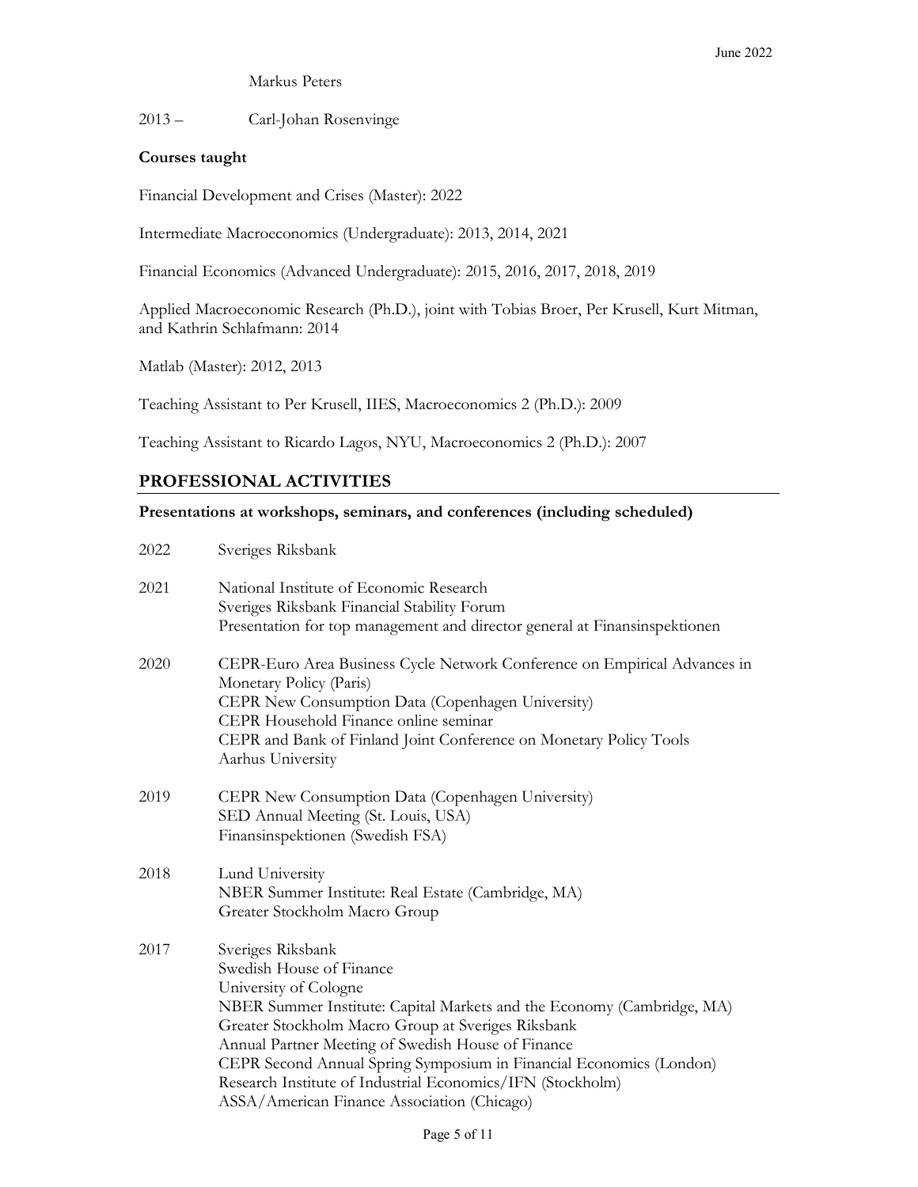Markus Peters

2013 – Carl-Johan Rosenvinge

**Courses taught**

Financial Development and Crises (Master): 2022

Intermediate Macroeconomics (Undergraduate): 2013, 2014, 2021

Financial Economics (Advanced Undergraduate): 2015, 2016, 2017, 2018, 2019

Applied Macroeconomic Research (Ph.D.), joint with Tobias Broer, Per Krusell, Kurt Mitman, and Kathrin Schlafmann: 2014

Matlab (Master): 2012, 2013

Teaching Assistant to Per Krusell, IIES, Macroeconomics 2 (Ph.D.): 2009

Teaching Assistant to Ricardo Lagos, NYU, Macroeconomics 2 (Ph.D.): 2007

## PROFESSIONAL ACTIVITIES

**Presentations at workshops, seminars, and conferences (including scheduled)**

2022 Sveriges Riksbank

2021 National Institute of Economic Research
Sveriges Riksbank Financial Stability Forum
Presentation for top management and director general at Finansinspektionen

2020 CEPR-Euro Area Business Cycle Network Conference on Empirical Advances in Monetary Policy (Paris)
CEPR New Consumption Data (Copenhagen University)
CEPR Household Finance online seminar
CEPR and Bank of Finland Joint Conference on Monetary Policy Tools
Aarhus University

2019 CEPR New Consumption Data (Copenhagen University)
SED Annual Meeting (St. Louis, USA)
Finansinspektionen (Swedish FSA)

2018 Lund University
NBER Summer Institute: Real Estate (Cambridge, MA)
Greater Stockholm Macro Group

2017 Sveriges Riksbank
Swedish House of Finance
University of Cologne
NBER Summer Institute: Capital Markets and the Economy (Cambridge, MA)
Greater Stockholm Macro Group at Sveriges Riksbank
Annual Partner Meeting of Swedish House of Finance
CEPR Second Annual Spring Symposium in Financial Economics (London)
Research Institute of Industrial Economics/IFN (Stockholm)
ASSA/American Finance Association (Chicago)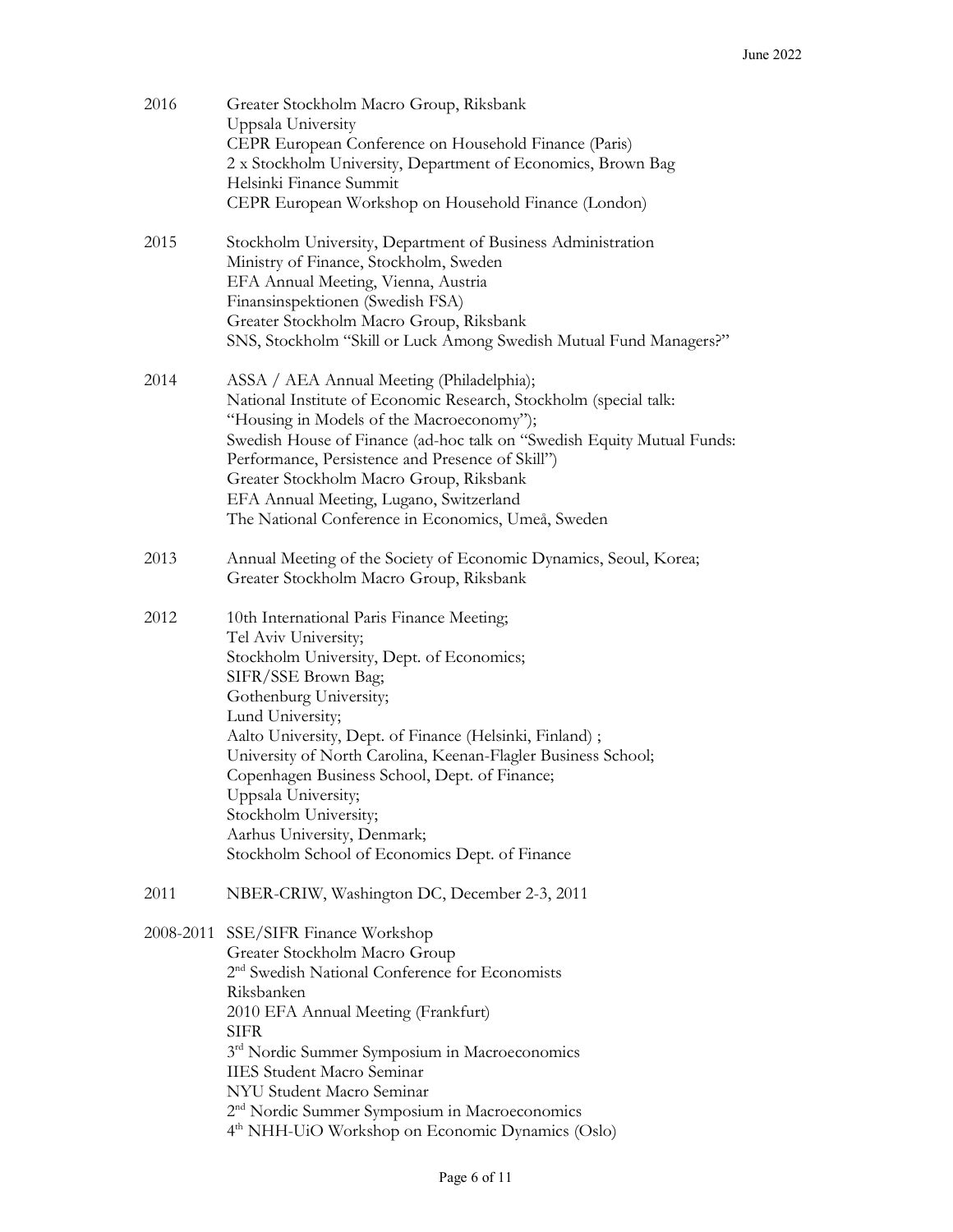2016 Greater Stockholm Macro Group, Riksbank
Uppsala University
CEPR European Conference on Household Finance (Paris)
2 x Stockholm University, Department of Economics, Brown Bag
Helsinki Finance Summit
CEPR European Workshop on Household Finance (London)

2015 Stockholm University, Department of Business Administration
Ministry of Finance, Stockholm, Sweden
EFA Annual Meeting, Vienna, Austria
Finansinspektionen (Swedish FSA)
Greater Stockholm Macro Group, Riksbank
SNS, Stockholm "Skill or Luck Among Swedish Mutual Fund Managers?"

2014 ASSA / AEA Annual Meeting (Philadelphia);
National Institute of Economic Research, Stockholm (special talk: "Housing in Models of the Macroeconomy");
Swedish House of Finance (ad-hoc talk on "Swedish Equity Mutual Funds: Performance, Persistence and Presence of Skill")
Greater Stockholm Macro Group, Riksbank
EFA Annual Meeting, Lugano, Switzerland
The National Conference in Economics, Umeå, Sweden

2013 Annual Meeting of the Society of Economic Dynamics, Seoul, Korea;
Greater Stockholm Macro Group, Riksbank

2012 10th International Paris Finance Meeting;
Tel Aviv University;
Stockholm University, Dept. of Economics;
SIFR/SSE Brown Bag;
Gothenburg University;
Lund University;
Aalto University, Dept. of Finance (Helsinki, Finland) ;
University of North Carolina, Keenan-Flagler Business School;
Copenhagen Business School, Dept. of Finance;
Uppsala University;
Stockholm University;
Aarhus University, Denmark;
Stockholm School of Economics Dept. of Finance

2011 NBER-CRIW, Washington DC, December 2-3, 2011

2008-2011 SSE/SIFR Finance Workshop
Greater Stockholm Macro Group
2nd Swedish National Conference for Economists
Riksbanken
2010 EFA Annual Meeting (Frankfurt)
SIFR
3rd Nordic Summer Symposium in Macroeconomics
IIES Student Macro Seminar
NYU Student Macro Seminar
2nd Nordic Summer Symposium in Macroeconomics
4th NHH-UiO Workshop on Economic Dynamics (Oslo)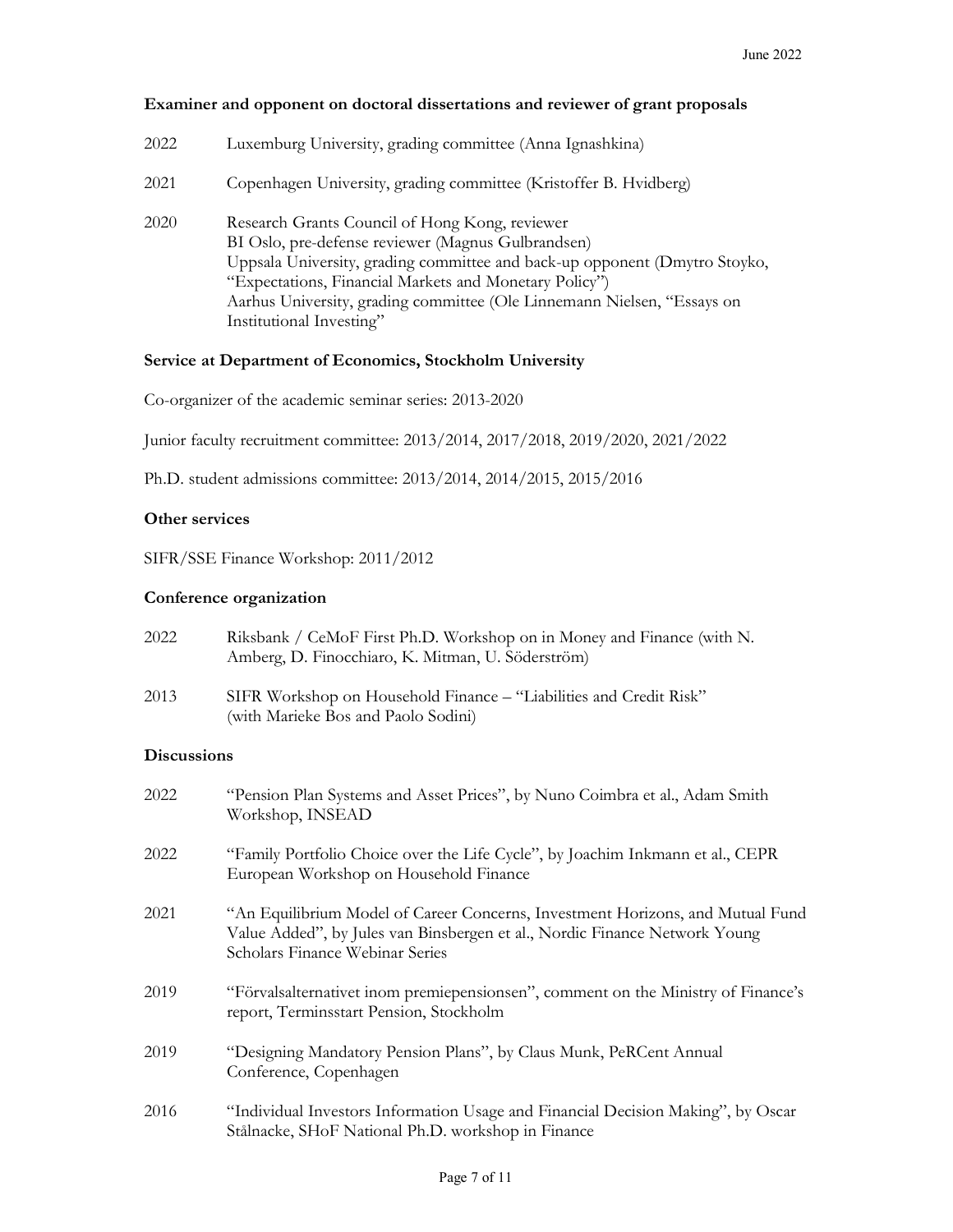### Examiner and opponent on doctoral dissertations and reviewer of grant proposals

2022 Luxemburg University, grading committee (Anna Ignashkina)

2021 Copenhagen University, grading committee (Kristoffer B. Hvidberg)

2020 Research Grants Council of Hong Kong, reviewer
BI Oslo, pre-defense reviewer (Magnus Gulbrandsen)
Uppsala University, grading committee and back-up opponent (Dmytro Stoyko, "Expectations, Financial Markets and Monetary Policy")
Aarhus University, grading committee (Ole Linnemann Nielsen, "Essays on Institutional Investing"

### Service at Department of Economics, Stockholm University

Co-organizer of the academic seminar series: 2013-2020

Junior faculty recruitment committee: 2013/2014, 2017/2018, 2019/2020, 2021/2022

Ph.D. student admissions committee: 2013/2014, 2014/2015, 2015/2016

### Other services

SIFR/SSE Finance Workshop: 2011/2012

### Conference organization

2022 Riksbank / CeMoF First Ph.D. Workshop on in Money and Finance (with N. Amberg, D. Finocchiaro, K. Mitman, U. Söderström)

2013 SIFR Workshop on Household Finance – "Liabilities and Credit Risk" (with Marieke Bos and Paolo Sodini)

### Discussions

2022 "Pension Plan Systems and Asset Prices", by Nuno Coimbra et al., Adam Smith Workshop, INSEAD

2022 "Family Portfolio Choice over the Life Cycle", by Joachim Inkmann et al., CEPR European Workshop on Household Finance

2021 "An Equilibrium Model of Career Concerns, Investment Horizons, and Mutual Fund Value Added", by Jules van Binsbergen et al., Nordic Finance Network Young Scholars Finance Webinar Series

2019 "Förvalsalternativet inom premiepensionsen", comment on the Ministry of Finance's report, Terminsstart Pension, Stockholm

2019 "Designing Mandatory Pension Plans", by Claus Munk, PeRCent Annual Conference, Copenhagen

2016 "Individual Investors Information Usage and Financial Decision Making", by Oscar Stålnacke, SHoF National Ph.D. workshop in Finance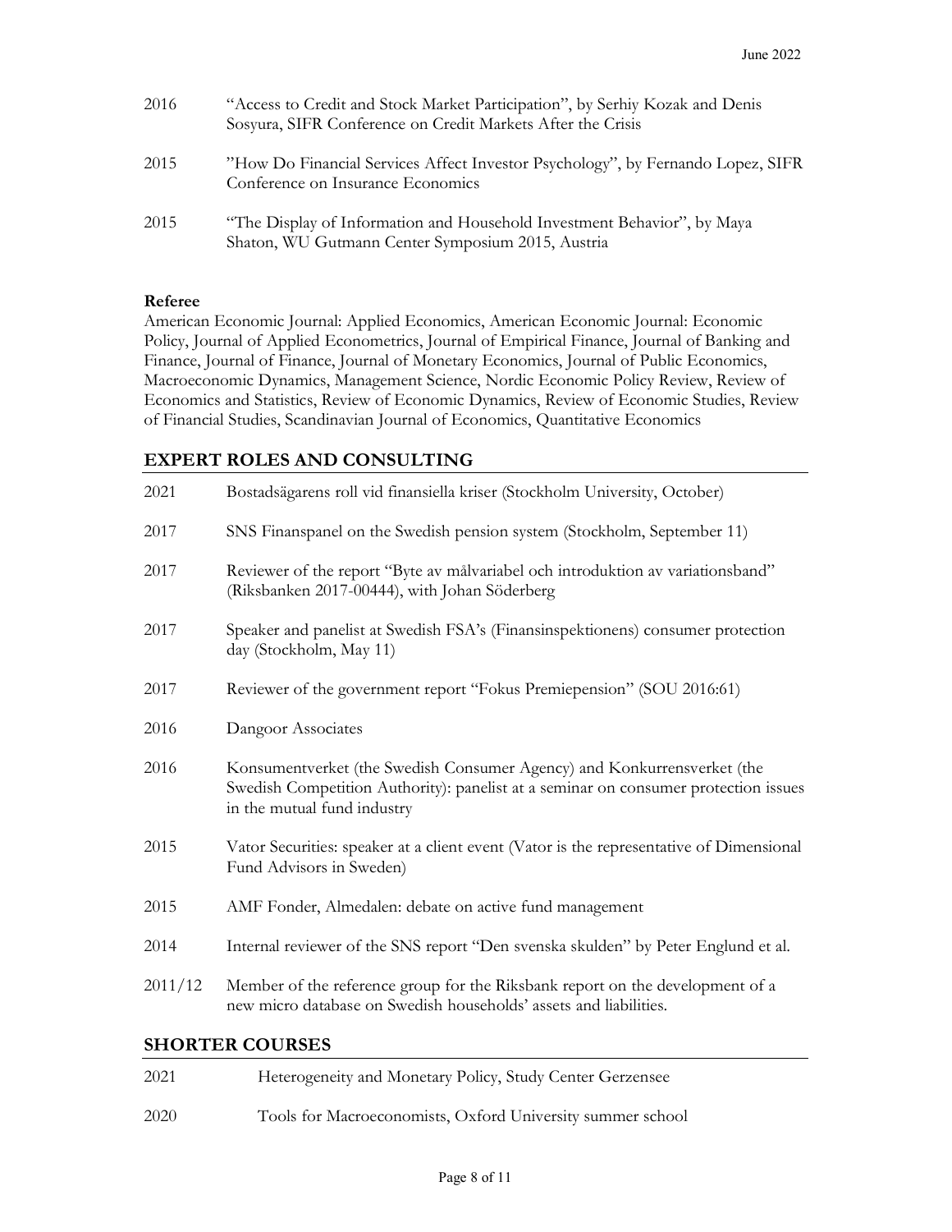2016 "Access to Credit and Stock Market Participation", by Serhiy Kozak and Denis Sosyura, SIFR Conference on Credit Markets After the Crisis

2015 "How Do Financial Services Affect Investor Psychology", by Fernando Lopez, SIFR Conference on Insurance Economics

2015 "The Display of Information and Household Investment Behavior", by Maya Shaton, WU Gutmann Center Symposium 2015, Austria

**Referee**

American Economic Journal: Applied Economics, American Economic Journal: Economic Policy, Journal of Applied Econometrics, Journal of Empirical Finance, Journal of Banking and Finance, Journal of Finance, Journal of Monetary Economics, Journal of Public Economics, Macroeconomic Dynamics, Management Science, Nordic Economic Policy Review, Review of Economics and Statistics, Review of Economic Dynamics, Review of Economic Studies, Review of Financial Studies, Scandinavian Journal of Economics, Quantitative Economics

## EXPERT ROLES AND CONSULTING

2021 Bostadsägarens roll vid finansiella kriser (Stockholm University, October)

2017 SNS Finanspanel on the Swedish pension system (Stockholm, September 11)

2017 Reviewer of the report "Byte av målvariabel och introduktion av variationsband" (Riksbanken 2017-00444), with Johan Söderberg

2017 Speaker and panelist at Swedish FSA's (Finansinspektionens) consumer protection day (Stockholm, May 11)

2017 Reviewer of the government report "Fokus Premiepension" (SOU 2016:61)

2016 Dangoor Associates

2016 Konsumentverket (the Swedish Consumer Agency) and Konkurrensverket (the Swedish Competition Authority): panelist at a seminar on consumer protection issues in the mutual fund industry

2015 Vator Securities: speaker at a client event (Vator is the representative of Dimensional Fund Advisors in Sweden)

2015 AMF Fonder, Almedalen: debate on active fund management

2014 Internal reviewer of the SNS report "Den svenska skulden" by Peter Englund et al.

2011/12 Member of the reference group for the Riksbank report on the development of a new micro database on Swedish households' assets and liabilities.

## SHORTER COURSES

2021 Heterogeneity and Monetary Policy, Study Center Gerzensee

2020 Tools for Macroeconomists, Oxford University summer school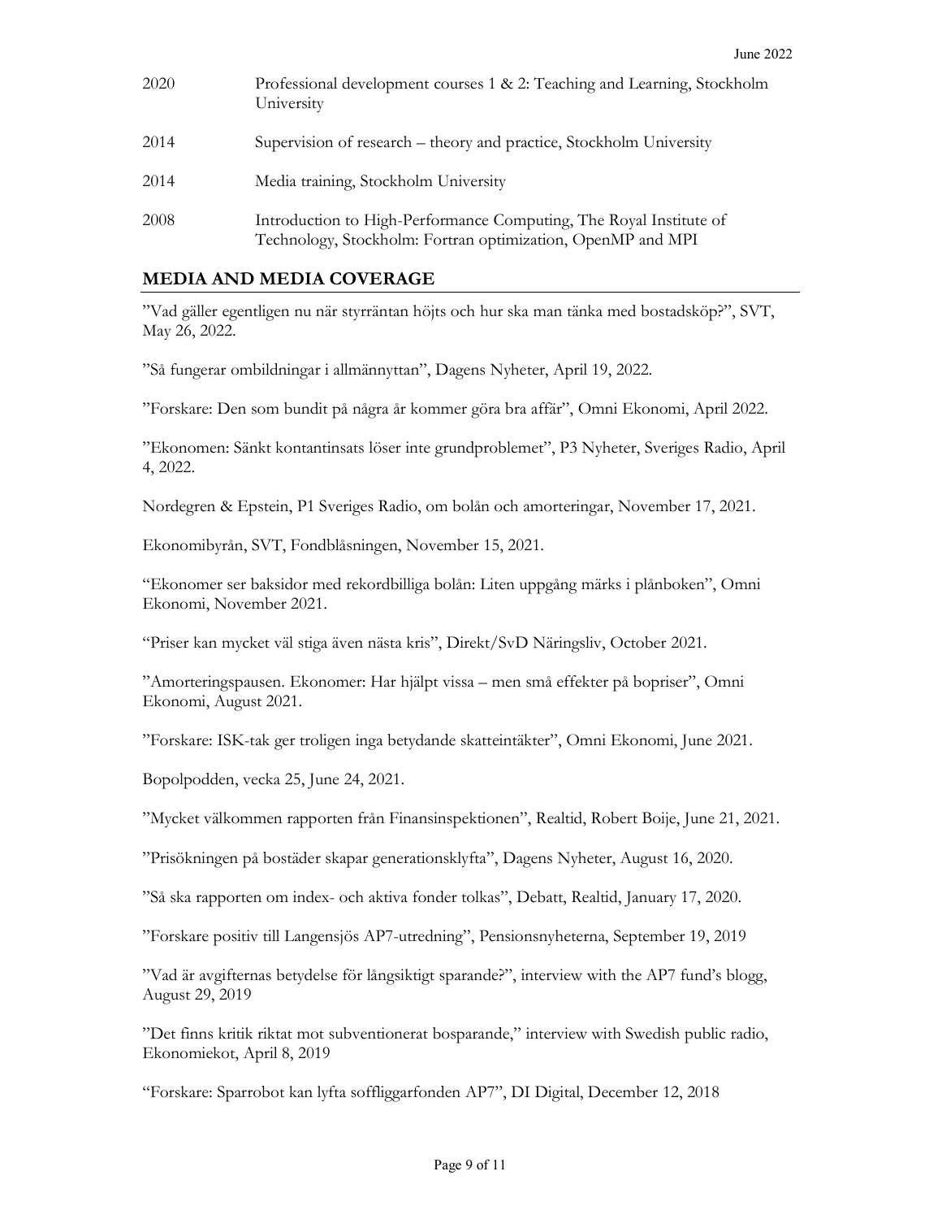| | |
|---|---|
| 2020 | Professional development courses 1 & 2: Teaching and Learning, Stockholm University |
| 2014 | Supervision of research – theory and practice, Stockholm University |
| 2014 | Media training, Stockholm University |
| 2008 | Introduction to High-Performance Computing, The Royal Institute of Technology, Stockholm: Fortran optimization, OpenMP and MPI |

## MEDIA AND MEDIA COVERAGE

”Vad gäller egentligen nu när styrräntan höjts och hur ska man tänka med bostadsköp?”, SVT, May 26, 2022.

”Så fungerar ombildningar i allmännyttan”, Dagens Nyheter, April 19, 2022.

”Forskare: Den som bundit på några år kommer göra bra affär”, Omni Ekonomi, April 2022.

”Ekonomen: Sänkt kontantinsats löser inte grundproblemet”, P3 Nyheter, Sveriges Radio, April 4, 2022.

Nordegren & Epstein, P1 Sveriges Radio, om bolån och amorteringar, November 17, 2021.

Ekonomibyrån, SVT, Fondblåsningen, November 15, 2021.

“Ekonomer ser baksidor med rekordbilliga bolån: Liten uppgång märks i plånboken”, Omni Ekonomi, November 2021.

“Priser kan mycket väl stiga även nästa kris”, Direkt/SvD Näringsliv, October 2021.

”Amorteringspausen. Ekonomer: Har hjälpt vissa – men små effekter på bopriser”, Omni Ekonomi, August 2021.

”Forskare: ISK-tak ger troligen inga betydande skatteintäkter”, Omni Ekonomi, June 2021.

Bopolpodden, vecka 25, June 24, 2021.

”Mycket välkommen rapporten från Finansinspektionen”, Realtid, Robert Boije, June 21, 2021.

”Prisökningen på bostäder skapar generationsklyfta”, Dagens Nyheter, August 16, 2020.

”Så ska rapporten om index- och aktiva fonder tolkas”, Debatt, Realtid, January 17, 2020.

”Forskare positiv till Langensjös AP7-utredning”, Pensionsnyheterna, September 19, 2019

”Vad är avgifternas betydelse för långsiktigt sparande?”, interview with the AP7 fund’s blogg, August 29, 2019

”Det finns kritik riktat mot subventionerat bosparande,” interview with Swedish public radio, Ekonomiekot, April 8, 2019

“Forskare: Sparrobot kan lyfta soffliggarfonden AP7”, DI Digital, December 12, 2018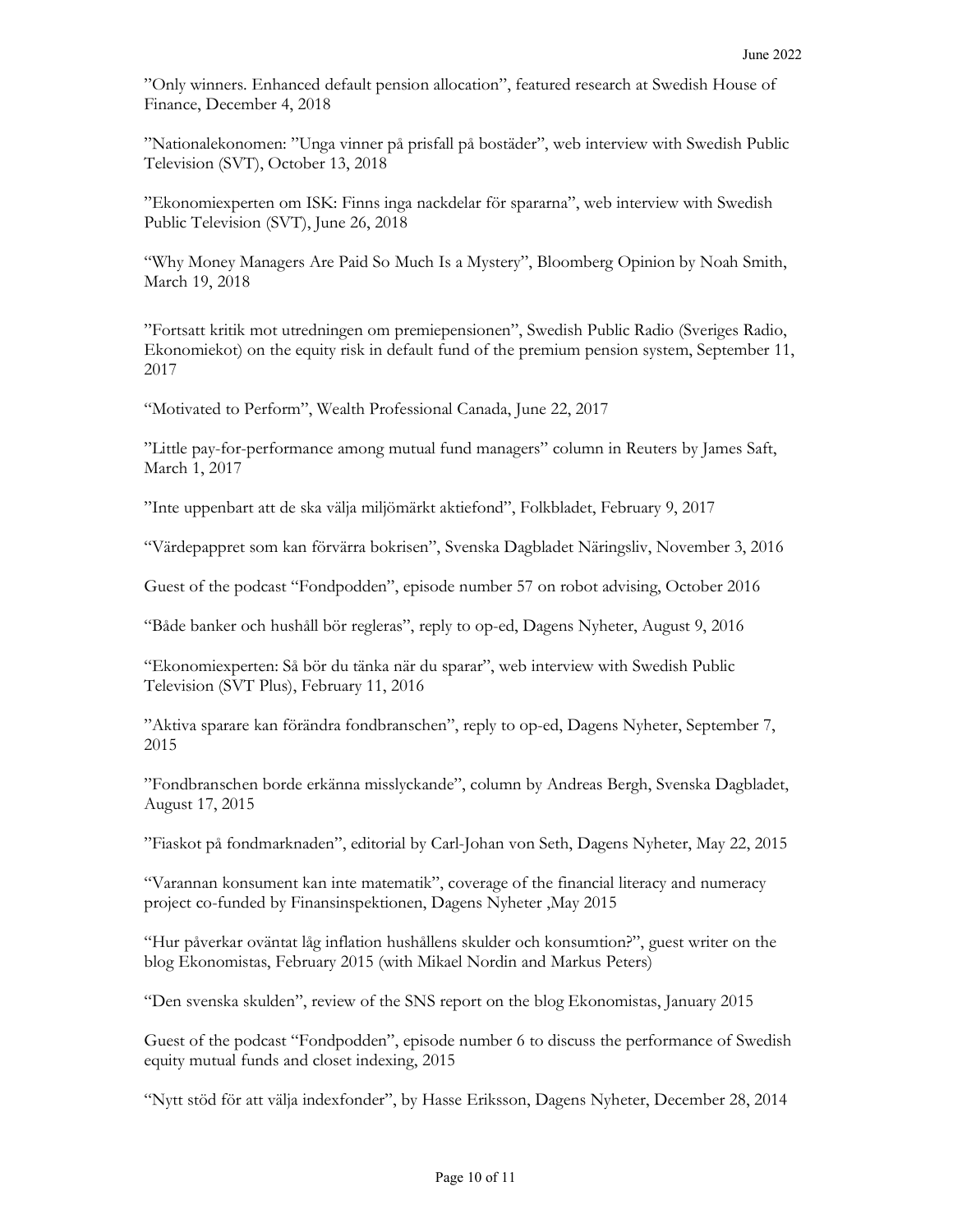”Only winners. Enhanced default pension allocation”, featured research at Swedish House of Finance, December 4, 2018

”Nationalekonomen: ”Unga vinner på prisfall på bostäder”, web interview with Swedish Public Television (SVT), October 13, 2018

”Ekonomiexperten om ISK: Finns inga nackdelar för spararna”, web interview with Swedish Public Television (SVT), June 26, 2018

“Why Money Managers Are Paid So Much Is a Mystery”, Bloomberg Opinion by Noah Smith, March 19, 2018

”Fortsatt kritik mot utredningen om premiepensionen”, Swedish Public Radio (Sveriges Radio, Ekonomiekot) on the equity risk in default fund of the premium pension system, September 11, 2017

“Motivated to Perform”, Wealth Professional Canada, June 22, 2017

”Little pay-for-performance among mutual fund managers” column in Reuters by James Saft, March 1, 2017

”Inte uppenbart att de ska välja miljömärkt aktiefond”, Folkbladet, February 9, 2017

“Värdepappret som kan förvärra bokrisen”, Svenska Dagbladet Näringsliv, November 3, 2016

Guest of the podcast “Fondpodden”, episode number 57 on robot advising, October 2016

“Både banker och hushåll bör regleras”, reply to op-ed, Dagens Nyheter, August 9, 2016

“Ekonomiexperten: Så bör du tänka när du sparar”, web interview with Swedish Public Television (SVT Plus), February 11, 2016

”Aktiva sparare kan förändra fondbranschen”, reply to op-ed, Dagens Nyheter, September 7, 2015

”Fondbranschen borde erkänna misslyckande”, column by Andreas Bergh, Svenska Dagbladet, August 17, 2015

”Fiaskot på fondmarknaden”, editorial by Carl-Johan von Seth, Dagens Nyheter, May 22, 2015

“Varannan konsument kan inte matematik”, coverage of the financial literacy and numeracy project co-funded by Finansinspektionen, Dagens Nyheter ,May 2015

“Hur påverkar oväntat låg inflation hushållens skulder och konsumtion?”, guest writer on the blog Ekonomistas, February 2015 (with Mikael Nordin and Markus Peters)

“Den svenska skulden”, review of the SNS report on the blog Ekonomistas, January 2015

Guest of the podcast “Fondpodden”, episode number 6 to discuss the performance of Swedish equity mutual funds and closet indexing, 2015

“Nytt stöd för att välja indexfonder”, by Hasse Eriksson, Dagens Nyheter, December 28, 2014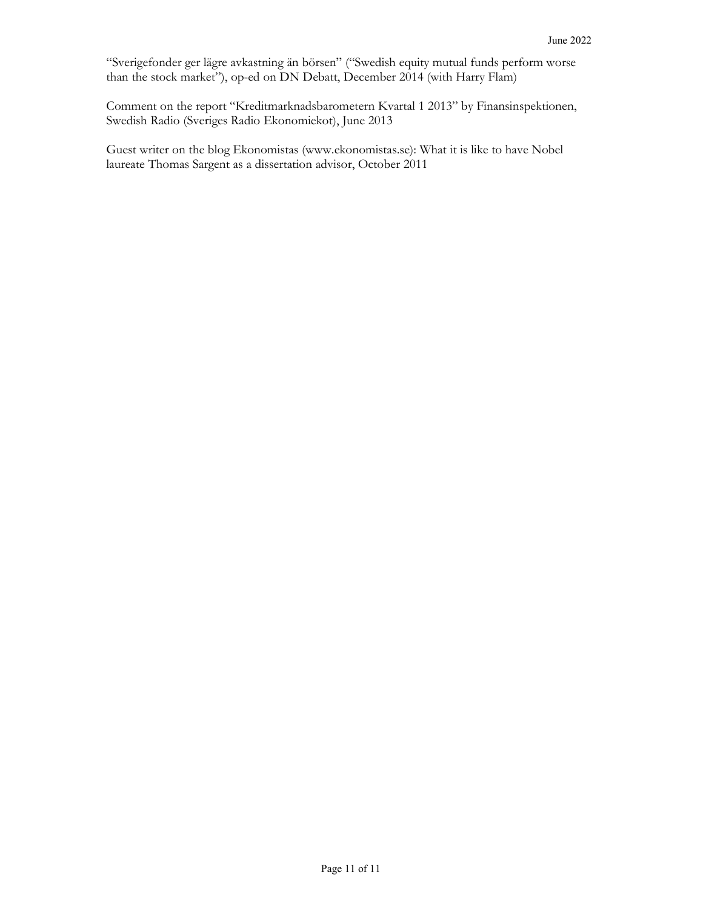"Sverigefonder ger lägre avkastning än börsen" ("Swedish equity mutual funds perform worse than the stock market"), op-ed on DN Debatt, December 2014 (with Harry Flam)

Comment on the report "Kreditmarknadsbarometern Kvartal 1 2013" by Finansinspektionen, Swedish Radio (Sveriges Radio Ekonomiekot), June 2013

Guest writer on the blog Ekonomistas (www.ekonomistas.se): What it is like to have Nobel laureate Thomas Sargent as a dissertation advisor, October 2011